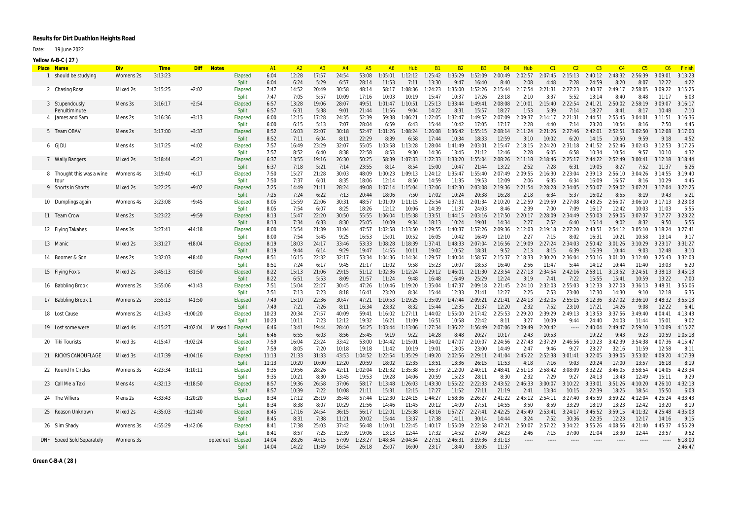# Results for Dirt Duathlon Heights Road

Date: 19 June 2022

**Yellow A-B-C ( 27 )**

| Place | Name | Div | Time | Diff | Notes | | A1 | A2 | A3 | A4 | A5 | A6 | Hub | B1 | B2 | B3 | B4 | Hub | C1 | C2 | C3 | C4 | C5 | C6 | Finish |
|---|---|---|---|---|---|---|---|---|---|---|---|---|---|---|---|---|---|---|---|---|---|---|---|---|---|
| 1 | should be studying | Womens 2s | 3:13:23 | | | Elapsed | 6:04 | 12:28 | 17:57 | 24:54 | 53:08 | 1:05:01 | 1:12:12 | 1:25:42 | 1:35:29 | 1:52:09 | 2:00:49 | 2:02:57 | 2:07:45 | 2:15:13 | 2:40:12 | 2:48:32 | 2:56:39 | 3:09:01 | 3:13:23 |
| | | | | | | Split | 6:04 | 6:24 | 5:29 | 6:57 | 28:14 | 11:53 | 7:11 | 13:30 | 9:47 | 16:40 | 8:40 | 2:08 | 4:48 | 7:28 | 24:59 | 8:20 | 8:07 | 12:22 | 4:22 |
| 2 | Chasing Rose | Mixed 2s | 3:15:25 | +2:02 | | Elapsed | 7:47 | 14:52 | 20:49 | 30:58 | 48:14 | 58:17 | 1:08:36 | 1:24:23 | 1:35:00 | 1:52:26 | 2:15:44 | 2:17:54 | 2:21:31 | 2:27:23 | 2:40:37 | 2:49:17 | 2:58:05 | 3:09:22 | 3:15:25 |
| | | | | | | Split | 7:47 | 7:05 | 5:57 | 10:09 | 17:16 | 10:03 | 10:19 | 15:47 | 10:37 | 17:26 | 23:18 | 2:10 | 3:37 | 5:52 | 13:14 | 8:40 | 8:48 | 11:17 | 6:03 |
| 3 | Stupendously Penultiminute | Mens 3s | 3:16:17 | +2:54 | | Elapsed | 6:57 | 13:28 | 19:06 | 28:07 | 49:51 | 1:01:47 | 1:10:51 | 1:25:13 | 1:33:44 | 1:49:41 | 2:08:08 | 2:10:01 | 2:15:40 | 2:22:54 | 2:41:21 | 2:50:02 | 2:58:19 | 3:09:07 | 3:16:17 |
| | | | | | | Split | 6:57 | 6:31 | 5:38 | 9:01 | 21:44 | 11:56 | 9:04 | 14:22 | 8:31 | 15:57 | 18:27 | 1:53 | 5:39 | 7:14 | 18:27 | 8:41 | 8:17 | 10:48 | 7:10 |
| 4 | James and Sam | Mens 2s | 3:16:36 | +3:13 | | Elapsed | 6:00 | 12:15 | 17:28 | 24:35 | 52:39 | 59:38 | 1:06:21 | 1:22:05 | 1:32:47 | 1:49:52 | 2:07:09 | 2:09:37 | 2:14:17 | 2:21:31 | 2:44:51 | 2:55:45 | 3:04:01 | 3:11:51 | 3:16:36 |
| | | | | | | Split | 6:00 | 6:15 | 5:13 | 7:07 | 28:04 | 6:59 | 6:43 | 15:44 | 10:42 | 17:05 | 17:17 | 2:28 | 4:40 | 7:14 | 23:20 | 10:54 | 8:16 | 7:50 | 4:45 |
| 5 | Team OBAV | Mens 2s | 3:17:00 | +3:37 | | Elapsed | 8:52 | 16:03 | 22:07 | 30:18 | 52:47 | 1:01:26 | 1:08:24 | 1:26:08 | 1:36:42 | 1:55:15 | 2:08:14 | 2:11:24 | 2:21:26 | 2:27:46 | 2:42:01 | 2:52:51 | 3:02:50 | 3:12:08 | 3:17:00 |
| | | | | | | Split | 8:52 | 7:11 | 6:04 | 8:11 | 22:29 | 8:39 | 6:58 | 17:44 | 10:34 | 18:33 | 12:59 | 3:10 | 10:02 | 6:20 | 14:15 | 10:50 | 9:59 | 9:18 | 4:52 |
| 6 | GJDU | Mens 4s | 3:17:25 | +4:02 | | Elapsed | 7:57 | 16:49 | 23:29 | 32:07 | 55:05 | 1:03:58 | 1:13:28 | 1:28:04 | 1:41:49 | 2:03:01 | 2:15:47 | 2:18:15 | 2:24:20 | 2:31:18 | 2:41:52 | 2:52:46 | 3:02:43 | 3:12:53 | 3:17:25 |
| | | | | | | Split | 7:57 | 8:52 | 6:40 | 8:38 | 22:58 | 8:53 | 9:30 | 14:36 | 13:45 | 21:12 | 12:46 | 2:28 | 6:05 | 6:58 | 10:34 | 10:54 | 9:57 | 10:10 | 4:32 |
| 7 | Wally Bangers | Mixed 2s | 3:18:44 | +5:21 | | Elapsed | 6:37 | 13:55 | 19:16 | 26:30 | 50:25 | 58:39 | 1:07:33 | 1:22:33 | 1:33:20 | 1:55:04 | 2:08:26 | 2:11:18 | 2:18:46 | 2:25:17 | 2:44:22 | 2:52:49 | 3:00:41 | 3:12:18 | 3:18:44 |
| | | | | | | Split | 6:37 | 7:18 | 5:21 | 7:14 | 23:55 | 8:14 | 8:54 | 15:00 | 10:47 | 21:44 | 13:22 | 2:52 | 7:28 | 6:31 | 19:05 | 8:27 | 7:52 | 11:37 | 6:26 |
| 8 | Thought this was a wine tour | Womens 4s | 3:19:40 | +6:17 | | Elapsed | 7:50 | 15:27 | 21:28 | 30:03 | 48:09 | 1:00:23 | 1:09:13 | 1:24:12 | 1:35:47 | 1:55:40 | 2:07:49 | 2:09:55 | 2:16:30 | 2:23:04 | 2:39:13 | 2:56:10 | 3:04:26 | 3:14:55 | 3:19:40 |
| | | | | | | Split | 7:50 | 7:37 | 6:01 | 8:35 | 18:06 | 12:14 | 8:50 | 14:59 | 11:35 | 19:53 | 12:09 | 2:06 | 6:35 | 6:34 | 16:09 | 16:57 | 8:16 | 10:29 | 4:45 |
| 9 | Snorts in Shorts | Mixed 2s | 3:22:25 | +9:02 | | Elapsed | 7:25 | 14:49 | 21:11 | 28:24 | 49:08 | 1:07:14 | 1:15:04 | 1:32:06 | 1:42:30 | 2:03:08 | 2:19:36 | 2:21:54 | 2:28:28 | 2:34:05 | 2:50:07 | 2:59:02 | 3:07:21 | 3:17:04 | 3:22:25 |
| | | | | | | Split | 7:25 | 7:24 | 6:22 | 7:13 | 20:44 | 18:06 | 7:50 | 17:02 | 10:24 | 20:38 | 16:28 | 2:18 | 6:34 | 5:37 | 16:02 | 8:55 | 8:19 | 9:43 | 5:21 |
| 10 | Dumplings again | Womens 4s | 3:23:08 | +9:45 | | Elapsed | 8:05 | 15:59 | 22:06 | 30:31 | 48:57 | 1:01:09 | 1:11:15 | 1:25:54 | 1:37:31 | 2:01:34 | 2:10:20 | 2:12:59 | 2:19:59 | 2:27:08 | 2:43:25 | 2:56:07 | 3:06:10 | 3:17:13 | 3:23:08 |
| | | | | | | Split | 8:05 | 7:54 | 6:07 | 8:25 | 18:26 | 12:12 | 10:06 | 14:39 | 11:37 | 24:03 | 8:46 | 2:39 | 7:00 | 7:09 | 16:17 | 12:42 | 10:03 | 11:03 | 5:55 |
| 11 | Team Crow | Mens 2s | 3:23:22 | +9:59 | | Elapsed | 8:13 | 15:47 | 22:20 | 30:50 | 55:55 | 1:06:04 | 1:15:38 | 1:33:51 | 1:44:15 | 2:03:16 | 2:17:50 | 2:20:17 | 2:28:09 | 2:34:49 | 2:50:03 | 2:59:05 | 3:07:37 | 3:17:27 | 3:23:22 |
| | | | | | | Split | 8:13 | 7:34 | 6:33 | 8:30 | 25:05 | 10:09 | 9:34 | 18:13 | 10:24 | 19:01 | 14:34 | 2:27 | 7:52 | 6:40 | 15:14 | 9:02 | 8:32 | 9:50 | 5:55 |
| 12 | Flying Takahes | Mens 3s | 3:27:41 | +14:18 | | Elapsed | 8:00 | 15:54 | 21:39 | 31:04 | 47:57 | 1:02:58 | 1:13:50 | 1:29:55 | 1:40:37 | 1:57:26 | 2:09:36 | 2:12:03 | 2:19:18 | 2:27:20 | 2:43:51 | 2:54:12 | 3:05:10 | 3:18:24 | 3:27:41 |
| | | | | | | Split | 8:00 | 7:54 | 5:45 | 9:25 | 16:53 | 15:01 | 10:52 | 16:05 | 10:42 | 16:49 | 12:10 | 2:27 | 7:15 | 8:02 | 16:31 | 10:21 | 10:58 | 13:14 | 9:17 |
| 13 | Manic | Mixed 2s | 3:31:27 | +18:04 | | Elapsed | 8:19 | 18:03 | 24:17 | 33:46 | 53:33 | 1:08:28 | 1:18:39 | 1:37:41 | 1:48:33 | 2:07:04 | 2:16:56 | 2:19:09 | 2:27:24 | 2:34:03 | 2:50:42 | 3:01:26 | 3:10:29 | 3:23:17 | 3:31:27 |
| | | | | | | Split | 8:19 | 9:44 | 6:14 | 9:29 | 19:47 | 14:55 | 10:11 | 19:02 | 10:52 | 18:31 | 9:52 | 2:13 | 8:15 | 6:39 | 16:39 | 10:44 | 9:03 | 12:48 | 8:10 |
| 14 | Boomer & Son | Mens 2s | 3:32:03 | +18:40 | | Elapsed | 8:51 | 16:15 | 22:32 | 32:17 | 53:34 | 1:04:36 | 1:14:34 | 1:29:57 | 1:40:04 | 1:58:57 | 2:15:37 | 2:18:33 | 2:30:20 | 2:36:04 | 2:50:16 | 3:01:00 | 3:12:40 | 3:25:43 | 3:32:03 |
| | | | | | | Split | 8:51 | 7:24 | 6:17 | 9:45 | 21:17 | 11:02 | 9:58 | 15:23 | 10:07 | 18:53 | 16:40 | 2:56 | 11:47 | 5:44 | 14:12 | 10:44 | 11:40 | 13:03 | 6:20 |
| 15 | Flying Fox's | Mixed 2s | 3:45:13 | +31:50 | | Elapsed | 8:22 | 15:13 | 21:06 | 29:15 | 51:12 | 1:02:36 | 1:12:24 | 1:29:12 | 1:46:01 | 2:11:30 | 2:23:54 | 2:27:13 | 2:34:54 | 2:42:16 | 2:58:11 | 3:13:52 | 3:24:51 | 3:38:13 | 3:45:13 |
| | | | | | | Split | 8:22 | 6:51 | 5:53 | 8:09 | 21:57 | 11:24 | 9:48 | 16:48 | 16:49 | 25:29 | 12:24 | 3:19 | 7:41 | 7:22 | 15:55 | 15:41 | 10:59 | 13:22 | 7:00 |
| 16 | Babbling Brook | Womens 2s | 3:55:06 | +41:43 | | Elapsed | 7:51 | 15:04 | 22:27 | 30:45 | 47:26 | 1:10:46 | 1:19:20 | 1:35:04 | 1:47:37 | 2:09:18 | 2:21:45 | 2:24:10 | 2:32:03 | 2:55:03 | 3:12:33 | 3:27:03 | 3:36:13 | 3:48:31 | 3:55:06 |
| | | | | | | Split | 7:51 | 7:13 | 7:23 | 8:18 | 16:41 | 23:20 | 8:34 | 15:44 | 12:33 | 21:41 | 12:27 | 2:25 | 7:53 | 23:00 | 17:30 | 14:30 | 9:10 | 12:18 | 6:35 |
| 17 | Babbling Brook 1 | Womens 2s | 3:55:13 | +41:50 | | Elapsed | 7:49 | 15:10 | 22:36 | 30:47 | 47:21 | 1:10:53 | 1:19:25 | 1:35:09 | 1:47:44 | 2:09:21 | 2:21:41 | 2:24:13 | 2:32:05 | 2:55:15 | 3:12:36 | 3:27:02 | 3:36:10 | 3:48:32 | 3:55:13 |
| | | | | | | Split | 7:49 | 7:21 | 7:26 | 8:11 | 16:34 | 23:32 | 8:32 | 15:44 | 12:35 | 21:37 | 12:20 | 2:32 | 7:52 | 23:10 | 17:21 | 14:26 | 9:08 | 12:22 | 6:41 |
| 18 | Lost Cause | Womens 2s | 4:13:43 | +1:00:20 | | Elapsed | 10:23 | 20:34 | 27:57 | 40:09 | 59:41 | 1:16:02 | 1:27:11 | 1:44:02 | 1:55:00 | 2:17:42 | 2:25:53 | 2:29:20 | 2:39:29 | 2:49:13 | 3:13:53 | 3:37:56 | 3:49:40 | 4:04:41 | 4:13:43 |
| | | | | | | Split | 10:23 | 10:11 | 7:23 | 12:12 | 19:32 | 16:21 | 11:09 | 16:51 | 10:58 | 22:42 | 8:11 | 3:27 | 10:09 | 9:44 | 24:40 | 24:03 | 11:44 | 15:01 | 9:02 |
| 19 | Lost some were | Mixed 4s | 4:15:27 | +1:02:04 | Missed 1 | Elapsed | 6:46 | 13:41 | 19:44 | 28:40 | 54:25 | 1:03:44 | 1:13:06 | 1:27:34 | 1:36:22 | 1:56:49 | 2:07:06 | 2:09:49 | 2:20:42 | ----- | 2:40:04 | 2:49:47 | 2:59:10 | 3:10:09 | 4:15:27 |
| | | | | | | Split | 6:46 | 6:55 | 6:03 | 8:56 | 25:45 | 9:19 | 9:22 | 14:28 | 8:48 | 20:27 | 10:17 | 2:43 | 10:53 | | 19:22 | 9:43 | 9:23 | 10:59 | 1:05:18 |
| 20 | Tiki Tourists | Mixed 3s | 4:15:47 | +1:02:24 | | Elapsed | 7:59 | 16:04 | 23:24 | 33:42 | 53:00 | 1:04:42 | 1:15:01 | 1:34:02 | 1:47:07 | 2:10:07 | 2:24:56 | 2:27:43 | 2:37:29 | 2:46:56 | 3:10:23 | 3:42:39 | 3:54:38 | 4:07:36 | 4:15:47 |
| | | | | | | Split | 7:59 | 8:05 | 7:20 | 10:18 | 19:18 | 11:42 | 10:19 | 19:01 | 13:05 | 23:00 | 14:49 | 2:47 | 9:46 | 9:27 | 23:27 | 32:16 | 11:59 | 12:58 | 8:11 |
| 21 | RICKYS CANOUFLAGE | Mixed 3s | 4:17:39 | +1:04:16 | | Elapsed | 11:13 | 21:33 | 31:33 | 43:53 | 1:04:52 | 1:22:54 | 1:35:29 | 1:49:20 | 2:02:56 | 2:29:11 | 2:41:04 | 2:45:22 | 2:52:38 | 3:01:41 | 3:22:05 | 3:39:05 | 3:53:02 | 4:09:20 | 4:17:39 |
| | | | | | | Split | 11:13 | 10:20 | 10:00 | 12:20 | 20:59 | 18:02 | 12:35 | 13:51 | 13:36 | 26:15 | 11:53 | 4:18 | 7:16 | 9:03 | 20:24 | 17:00 | 13:57 | 16:18 | 8:19 |
| 22 | Round In Circles | Womens 3s | 4:23:34 | +1:10:11 | | Elapsed | 9:35 | 19:56 | 28:26 | 42:11 | 1:02:04 | 1:21:32 | 1:35:38 | 1:56:37 | 2:12:00 | 2:40:11 | 2:48:41 | 2:51:13 | 2:58:42 | 3:08:09 | 3:32:22 | 3:46:05 | 3:58:54 | 4:14:05 | 4:23:34 |
| | | | | | | Split | 9:35 | 10:21 | 8:30 | 13:45 | 19:53 | 19:28 | 14:06 | 20:59 | 15:23 | 28:11 | 8:30 | 2:32 | 7:29 | 9:27 | 24:13 | 13:43 | 12:49 | 15:11 | 9:29 |
| 23 | Call Me a Taxi | Mens 4s | 4:32:13 | +1:18:50 | | Elapsed | 8:57 | 19:36 | 26:58 | 37:06 | 58:17 | 1:13:48 | 1:26:03 | 1:43:30 | 1:55:22 | 2:22:33 | 2:43:52 | 2:46:33 | 3:00:07 | 3:10:22 | 3:33:01 | 3:51:26 | 4:10:20 | 4:26:10 | 4:32:13 |
| | | | | | | Split | 8:57 | 10:39 | 7:22 | 10:08 | 21:11 | 15:31 | 12:15 | 17:27 | 11:52 | 27:11 | 21:19 | 2:41 | 13:34 | 10:15 | 22:39 | 18:25 | 18:54 | 15:50 | 6:03 |
| 24 | The Villiers | Mens 2s | 4:33:43 | +1:20:20 | | Elapsed | 8:34 | 17:12 | 25:19 | 35:48 | 57:44 | 1:12:30 | 1:24:15 | 1:44:27 | 1:58:36 | 2:26:27 | 2:41:22 | 2:45:12 | 2:54:11 | 3:27:40 | 3:45:59 | 3:59:22 | 4:12:04 | 4:25:24 | 4:33:43 |
| | | | | | | Split | 8:34 | 8:38 | 8:07 | 10:29 | 21:56 | 14:46 | 11:45 | 20:12 | 14:09 | 27:51 | 14:55 | 3:50 | 8:59 | 33:29 | 18:19 | 13:23 | 12:42 | 13:20 | 8:19 |
| 25 | Reason Unknown | Mixed 2s | 4:35:03 | +1:21:40 | | Elapsed | 8:45 | 17:16 | 24:54 | 36:15 | 56:17 | 1:12:01 | 1:25:38 | 1:43:16 | 1:57:27 | 2:27:41 | 2:42:25 | 2:45:49 | 2:53:41 | 3:24:17 | 3:46:52 | 3:59:15 | 4:11:32 | 4:25:48 | 4:35:03 |
| | | | | | | Split | 8:45 | 8:31 | 7:38 | 11:21 | 20:02 | 15:44 | 13:37 | 17:38 | 14:11 | 30:14 | 14:44 | 3:24 | 7:52 | 30:36 | 22:35 | 12:23 | 12:17 | 14:16 | 9:15 |
| 26 | Slim Shady | Womens 3s | 4:55:29 | +1:42:06 | | Elapsed | 8:41 | 17:38 | 25:03 | 37:42 | 56:48 | 1:10:01 | 1:22:45 | 1:40:17 | 1:55:09 | 2:22:58 | 2:47:21 | 2:50:07 | 2:57:22 | 3:34:22 | 3:55:26 | 4:08:56 | 4:21:40 | 4:45:37 | 4:55:29 |
| | | | | | | Split | 8:41 | 8:57 | 7:25 | 12:39 | 19:06 | 13:13 | 12:44 | 17:32 | 14:52 | 27:49 | 24:23 | 2:46 | 7:15 | 37:00 | 21:04 | 13:30 | 12:44 | 23:57 | 9:52 |
| DNF | Speed Sold Separately | Womens 3s | | | opted out | Elapsed | 14:04 | 28:26 | 40:15 | 57:09 | 1:23:27 | 1:48:34 | 2:04:34 | 2:27:51 | 2:46:31 | 3:19:36 | 3:31:13 | ----- | ----- | ----- | ----- | ----- | ----- | ----- | 6:18:00 |
| | | | | | | Split | 14:04 | 14:22 | 11:49 | 16:54 | 26:18 | 25:07 | 16:00 | 23:17 | 18:40 | 33:05 | 11:37 | | | | | | | | 2:46:47 |

**Green C-B-A ( 28 )**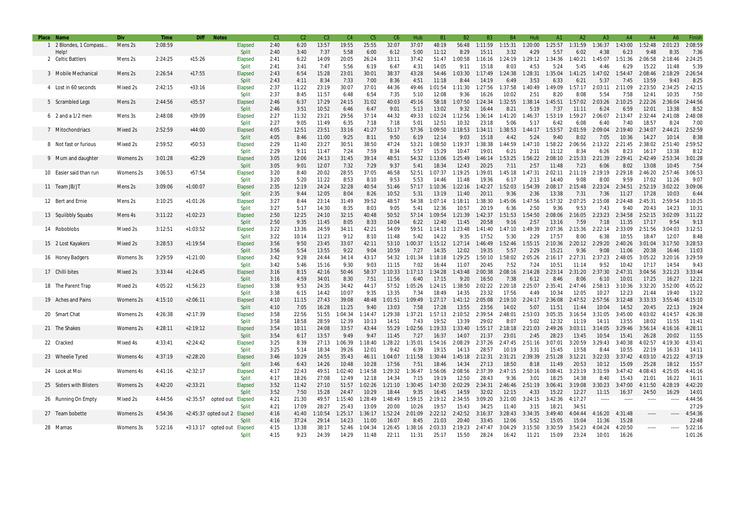| Place | Name | Div | Time | Diff | Notes | | C1 | C2 | C3 | C4 | C5 | C6 | Hub | B1 | B2 | B3 | B4 | Hub | A1 | A2 | A3 | A4 | A4 | A6 | Finish |
|---|---|---|---|---|---|---|---|---|---|---|---|---|---|---|---|---|---|---|---|---|---|---|---|---|---|
| 1 | 2 Blondes, 1 Compass... Help! | Mens 2s | 2:08:59 | | | Elapsed | 2:40 | 6:20 | 13:57 | 19:55 | 25:55 | 32:07 | 37:07 | 48:19 | 56:48 | 1:11:59 | 1:15:31 | 1:20:00 | 1:25:57 | 1:31:59 | 1:36:37 | 1:43:00 | 1:52:48 | 2:01:23 | 2:08:59 |
| | | | | | | Split | 2:40 | 3:40 | 7:37 | 5:58 | 6:00 | 6:12 | 5:00 | 11:12 | 8:29 | 15:11 | 3:32 | 4:29 | 5:57 | 6:02 | 4:38 | 6:23 | 9:48 | 8:35 | 7:36 |
| 2 | Celtic Battlers | Mens 2s | 2:24:25 | +15:26 | | Elapsed | 2:41 | 6:22 | 14:09 | 20:05 | 26:24 | 33:11 | 37:42 | 51:47 | 1:00:58 | 1:16:16 | 1:24:19 | 1:29:12 | 1:34:36 | 1:40:21 | 1:45:07 | 1:51:36 | 2:06:58 | 2:18:46 | 2:24:25 |
| | | | | | | Split | 2:41 | 3:41 | 7:47 | 5:56 | 6:19 | 6:47 | 4:31 | 14:05 | 9:11 | 15:18 | 8:03 | 4:53 | 5:24 | 5:45 | 4:46 | 6:29 | 15:22 | 11:48 | 5:39 |
| 3 | Mobile Mechanical | Mens 2s | 2:26:54 | +17:55 | | Elapsed | 2:43 | 6:54 | 15:28 | 23:01 | 30:01 | 38:37 | 43:28 | 54:46 | 1:03:30 | 1:17:49 | 1:24:38 | 1:28:31 | 1:35:04 | 1:41:25 | 1:47:02 | 1:54:47 | 2:08:46 | 2:18:29 | 2:26:54 |
| | | | | | | Split | 2:43 | 4:11 | 8:34 | 7:33 | 7:00 | 8:36 | 4:51 | 11:18 | 8:44 | 14:19 | 6:49 | 3:53 | 6:33 | 6:21 | 5:37 | 7:45 | 13:59 | 9:43 | 8:25 |
| 4 | Lost in 60 seconds | Mixed 2s | 2:42:15 | +33:16 | | Elapsed | 2:37 | 11:22 | 23:19 | 30:07 | 37:01 | 44:36 | 49:46 | 1:01:54 | 1:11:30 | 1:27:56 | 1:37:58 | 1:40:49 | 1:49:09 | 1:57:17 | 2:03:11 | 2:11:09 | 2:23:50 | 2:34:25 | 2:42:15 |
| | | | | | | Split | 2:37 | 8:45 | 11:57 | 6:48 | 6:54 | 7:35 | 5:10 | 12:08 | 9:36 | 16:26 | 10:02 | 2:51 | 8:20 | 8:08 | 5:54 | 7:58 | 12:41 | 10:35 | 7:50 |
| 5 | Scrambled Legs | Mens 2s | 2:44:56 | +35:57 | | Elapsed | 2:46 | 6:37 | 17:29 | 24:15 | 31:02 | 40:03 | 45:16 | 58:18 | 1:07:50 | 1:24:34 | 1:32:55 | 1:38:14 | 1:45:51 | 1:57:02 | 2:03:26 | 2:10:25 | 2:22:26 | 2:36:04 | 2:44:56 |
| | | | | | | Split | 2:46 | 3:51 | 10:52 | 6:46 | 6:47 | 9:01 | 5:13 | 13:02 | 9:32 | 16:44 | 8:21 | 5:19 | 7:37 | 11:11 | 6:24 | 6:59 | 12:01 | 13:38 | 8:52 |
| 6 | 2 and a 1/2 men | Mens 3s | 2:48:08 | +39:09 | | Elapsed | 2:27 | 11:32 | 23:21 | 29:56 | 37:14 | 44:32 | 49:33 | 1:02:24 | 1:12:56 | 1:36:14 | 1:41:20 | 1:46:37 | 1:53:19 | 1:59:27 | 2:06:07 | 2:13:47 | 2:32:44 | 2:41:08 | 2:48:08 |
| | | | | | | Split | 2:27 | 9:05 | 11:49 | 6:35 | 7:18 | 7:18 | 5:01 | 12:51 | 10:32 | 23:18 | 5:06 | 5:17 | 6:42 | 6:08 | 6:40 | 7:40 | 18:57 | 8:24 | 7:00 |
| 7 | Mitochondriacs | Mixed 2s | 2:52:59 | +44:00 | | Elapsed | 4:05 | 12:51 | 23:51 | 33:16 | 41:27 | 51:17 | 57:36 | 1:09:50 | 1:18:53 | 1:34:11 | 1:38:53 | 1:44:17 | 1:53:57 | 2:01:59 | 2:09:04 | 2:19:40 | 2:34:07 | 2:44:21 | 2:52:59 |
| | | | | | | Split | 4:05 | 8:46 | 11:00 | 9:25 | 8:11 | 9:50 | 6:19 | 12:14 | 9:03 | 15:18 | 4:42 | 5:24 | 9:40 | 8:02 | 7:05 | 10:36 | 14:27 | 10:14 | 8:38 |
| 8 | Not fast or furious | Mixed 2s | 2:59:52 | +50:53 | | Elapsed | 2:29 | 11:40 | 23:27 | 30:51 | 38:50 | 47:24 | 53:21 | 1:08:50 | 1:19:37 | 1:38:38 | 1:44:59 | 1:47:10 | 1:58:22 | 2:06:56 | 2:13:22 | 2:21:45 | 2:38:02 | 2:51:40 | 2:59:52 |
| | | | | | | Split | 2:29 | 9:11 | 11:47 | 7:24 | 7:59 | 8:34 | 5:57 | 15:29 | 10:47 | 19:01 | 6:21 | 2:11 | 11:12 | 8:34 | 6:26 | 8:23 | 16:17 | 13:38 | 8:12 |
| 9 | Mum and daughter | Womens 2s | 3:01:28 | +52:29 | | Elapsed | 3:05 | 12:06 | 24:13 | 31:45 | 39:14 | 48:51 | 54:32 | 1:13:06 | 1:25:49 | 1:46:14 | 1:53:25 | 1:56:22 | 2:08:10 | 2:15:33 | 2:21:39 | 2:29:41 | 2:42:49 | 2:53:34 | 3:01:28 |
| | | | | | | Split | 3:05 | 9:01 | 12:07 | 7:32 | 7:29 | 9:37 | 5:41 | 18:34 | 12:43 | 20:25 | 7:11 | 2:57 | 11:48 | 7:23 | 6:06 | 8:02 | 13:08 | 10:45 | 7:54 |
| 10 | Easier said than run | Womens 2s | 3:06:53 | +57:54 | | Elapsed | 3:20 | 8:40 | 20:02 | 28:55 | 37:05 | 46:58 | 52:51 | 1:07:37 | 1:19:25 | 1:39:01 | 1:45:18 | 1:47:31 | 2:02:11 | 2:11:19 | 2:19:19 | 2:29:18 | 2:46:20 | 2:57:46 | 3:06:53 |
| | | | | | | Split | 3:20 | 5:20 | 11:22 | 8:53 | 8:10 | 9:53 | 5:53 | 14:46 | 11:48 | 19:36 | 6:17 | 2:13 | 14:40 | 9:08 | 8:00 | 9:59 | 17:02 | 11:26 | 9:07 |
| 11 | Team JB/JT | Mens 2s | 3:09:06 | +1:00:07 | | Elapsed | 2:35 | 12:19 | 24:24 | 32:28 | 40:54 | 51:46 | 57:17 | 1:10:36 | 1:22:16 | 1:42:27 | 1:52:03 | 1:54:39 | 2:08:17 | 2:15:48 | 2:23:24 | 2:34:51 | 2:52:19 | 3:02:22 | 3:09:06 |
| | | | | | | Split | 2:35 | 9:44 | 12:05 | 8:04 | 8:26 | 10:52 | 5:31 | 13:19 | 11:40 | 20:11 | 9:36 | 2:36 | 13:38 | 7:31 | 7:36 | 11:27 | 17:28 | 10:03 | 6:44 |
| 12 | Bert and Ernie | Mens 2s | 3:10:25 | +1:01:26 | | Elapsed | 3:27 | 8:44 | 23:14 | 31:49 | 39:52 | 48:57 | 54:38 | 1:07:14 | 1:18:11 | 1:38:30 | 1:45:06 | 1:47:56 | 1:57:32 | 2:07:25 | 2:15:08 | 2:24:48 | 2:45:31 | 2:59:54 | 3:10:25 |
| | | | | | | Split | 3:27 | 5:17 | 14:30 | 8:35 | 8:03 | 9:05 | 5:41 | 12:36 | 10:57 | 20:19 | 6:36 | 2:50 | 9:36 | 9:53 | 7:43 | 9:40 | 20:43 | 14:23 | 10:31 |
| 13 | Squiibbly Squabs | Mens 4s | 3:11:22 | +1:02:23 | | Elapsed | 2:50 | 12:25 | 24:10 | 32:15 | 40:48 | 50:52 | 57:14 | 1:09:54 | 1:21:39 | 1:42:37 | 1:51:53 | 1:54:50 | 2:08:06 | 2:16:05 | 2:23:23 | 2:34:58 | 2:52:15 | 3:02:09 | 3:11:22 |
| | | | | | | Split | 2:50 | 9:35 | 11:45 | 8:05 | 8:33 | 10:04 | 6:22 | 12:40 | 11:45 | 20:58 | 9:16 | 2:57 | 13:16 | 7:59 | 7:18 | 11:35 | 17:17 | 9:54 | 9:13 |
| 14 | Roboblobs | Mixed 2s | 3:12:51 | +1:03:52 | | Elapsed | 3:22 | 13:36 | 24:59 | 34:11 | 42:21 | 54:09 | 59:51 | 1:14:13 | 1:23:48 | 1:41:40 | 1:47:10 | 1:49:39 | 2:07:36 | 2:15:36 | 2:22:14 | 2:33:09 | 2:51:56 | 3:04:03 | 3:12:51 |
| | | | | | | Split | 3:22 | 10:14 | 11:23 | 9:12 | 8:10 | 11:48 | 5:42 | 14:22 | 9:35 | 17:52 | 5:30 | 2:29 | 17:57 | 8:00 | 6:38 | 10:55 | 18:47 | 12:07 | 8:48 |
| 15 | 2 Lost Kayakers | Mixed 2s | 3:28:53 | +1:19:54 | | Elapsed | 3:56 | 9:50 | 23:45 | 33:07 | 42:11 | 53:10 | 1:00:37 | 1:15:12 | 1:27:14 | 1:46:49 | 1:52:46 | 1:55:15 | 2:10:36 | 2:20:12 | 2:29:20 | 2:40:26 | 3:01:04 | 3:17:50 | 3:28:53 |
| | | | | | | Split | 3:56 | 5:54 | 13:55 | 9:22 | 9:04 | 10:59 | 7:27 | 14:35 | 12:02 | 19:35 | 5:57 | 2:29 | 15:21 | 9:36 | 9:08 | 11:06 | 20:38 | 16:46 | 11:03 |
| 16 | Honey Badgers | Womens 3s | 3:29:59 | +1:21:00 | | Elapsed | 3:42 | 9:28 | 24:44 | 34:14 | 43:17 | 54:32 | 1:01:34 | 1:18:18 | 1:29:25 | 1:50:10 | 1:58:02 | 2:05:26 | 2:16:17 | 2:27:31 | 2:37:23 | 2:48:05 | 3:05:22 | 3:20:16 | 3:29:59 |
| | | | | | | Split | 3:42 | 5:46 | 15:16 | 9:30 | 9:03 | 11:15 | 7:02 | 16:44 | 11:07 | 20:45 | 7:52 | 7:24 | 10:51 | 11:14 | 9:52 | 10:42 | 17:17 | 14:54 | 9:43 |
| 17 | Chilli bites | Mixed 2s | 3:33:44 | +1:24:45 | | Elapsed | 3:16 | 8:15 | 42:16 | 50:46 | 58:37 | 1:10:33 | 1:17:13 | 1:34:28 | 1:43:48 | 2:00:38 | 2:08:16 | 2:14:28 | 2:23:14 | 2:31:20 | 2:37:30 | 2:47:31 | 3:04:56 | 3:21:23 | 3:33:44 |
| | | | | | | Split | 3:16 | 4:59 | 34:01 | 8:30 | 7:51 | 11:56 | 6:40 | 17:15 | 9:20 | 16:50 | 7:38 | 6:12 | 8:46 | 8:06 | 6:10 | 10:01 | 17:25 | 16:27 | 12:21 |
| 18 | The Parent Trap | Mixed 2s | 4:05:22 | +1:56:23 | | Elapsed | 3:38 | 9:53 | 24:35 | 34:42 | 44:17 | 57:52 | 1:05:26 | 1:24:15 | 1:38:50 | 2:02:22 | 2:20:18 | 2:25:07 | 2:35:41 | 2:47:46 | 2:58:13 | 3:10:36 | 3:32:20 | 3:52:00 | 4:05:22 |
| | | | | | | Split | 3:38 | 6:15 | 14:42 | 10:07 | 9:35 | 13:35 | 7:34 | 18:49 | 14:35 | 23:32 | 17:56 | 4:49 | 10:34 | 12:05 | 10:27 | 12:23 | 21:44 | 19:40 | 13:22 |
| 19 | Aches and Pains | Womens 2s | 4:15:10 | +2:06:11 | | Elapsed | 4:10 | 11:15 | 27:43 | 39:08 | 48:48 | 1:01:51 | 1:09:49 | 1:27:17 | 1:41:12 | 2:05:08 | 2:19:10 | 2:24:17 | 2:36:08 | 2:47:52 | 2:57:56 | 3:12:48 | 3:33:33 | 3:55:46 | 4:15:10 |
| | | | | | | Split | 4:10 | 7:05 | 16:28 | 11:25 | 9:40 | 13:03 | 7:58 | 17:28 | 13:55 | 23:56 | 14:02 | 5:07 | 11:51 | 11:44 | 10:04 | 14:52 | 20:45 | 22:13 | 19:24 |
| 20 | Smart Chat | Womens 2s | 4:26:38 | +2:17:39 | | Elapsed | 3:58 | 22:56 | 51:55 | 1:04:34 | 1:14:47 | 1:29:38 | 1:37:21 | 1:57:13 | 2:10:52 | 2:39:54 | 2:48:01 | 2:53:03 | 3:05:35 | 3:16:54 | 3:31:05 | 3:45:00 | 4:03:02 | 4:14:57 | 4:26:38 |
| | | | | | | Split | 3:58 | 18:58 | 28:59 | 12:39 | 10:13 | 14:51 | 7:43 | 19:52 | 13:39 | 29:02 | 8:07 | 5:02 | 12:32 | 11:19 | 14:11 | 13:55 | 18:02 | 11:55 | 11:41 |
| 21 | The Shakes | Womens 2s | 4:28:11 | +2:19:12 | | Elapsed | 3:54 | 10:11 | 24:08 | 33:57 | 43:44 | 55:29 | 1:02:56 | 1:19:33 | 1:33:40 | 1:55:17 | 2:18:18 | 2:21:03 | 2:49:26 | 3:03:11 | 3:14:05 | 3:29:46 | 3:56:14 | 4:16:16 | 4:28:11 |
| | | | | | | Split | 3:54 | 6:17 | 13:57 | 9:49 | 9:47 | 11:45 | 7:27 | 16:37 | 14:07 | 21:37 | 23:01 | 2:45 | 28:23 | 13:45 | 10:54 | 15:41 | 26:28 | 20:02 | 11:55 |
| 22 | Cracked | Mixed 4s | 4:33:41 | +2:24:42 | | Elapsed | 3:25 | 8:39 | 27:13 | 1:06:39 | 1:18:40 | 1:28:22 | 1:35:01 | 1:54:16 | 2:08:29 | 2:37:26 | 2:47:45 | 2:51:16 | 3:07:01 | 3:20:59 | 3:29:43 | 3:40:38 | 4:02:57 | 4:19:30 | 4:33:41 |
| | | | | | | Split | 3:25 | 5:14 | 18:34 | 39:26 | 12:01 | 9:42 | 6:39 | 19:15 | 14:13 | 28:57 | 10:19 | 3:31 | 15:45 | 13:58 | 8:44 | 10:55 | 22:19 | 16:33 | 14:11 |
| 23 | Wheelie Tyred | Womens 4s | 4:37:19 | +2:28:20 | | Elapsed | 3:46 | 10:29 | 24:55 | 35:43 | 46:11 | 1:04:07 | 1:11:58 | 1:30:44 | 1:45:18 | 2:12:31 | 2:31:21 | 2:39:39 | 2:51:28 | 3:12:21 | 3:22:33 | 3:37:42 | 4:03:10 | 4:21:22 | 4:37:19 |
| | | | | | | Split | 3:46 | 6:43 | 14:26 | 10:48 | 10:28 | 17:56 | 7:51 | 18:46 | 14:34 | 27:13 | 18:50 | 8:18 | 11:49 | 20:53 | 10:12 | 15:09 | 25:28 | 18:12 | 15:57 |
| 24 | Look at Moi | Womens 4s | 4:41:16 | +2:32:17 | | Elapsed | 4:17 | 22:43 | 49:51 | 1:02:40 | 1:14:58 | 1:29:32 | 1:36:47 | 1:56:06 | 2:08:56 | 2:37:39 | 2:47:15 | 2:50:16 | 3:08:41 | 3:23:19 | 3:31:59 | 3:47:42 | 4:08:43 | 4:25:05 | 4:41:16 |
| | | | | | | Split | 4:17 | 18:26 | 27:08 | 12:49 | 12:18 | 14:34 | 7:15 | 19:19 | 12:50 | 28:43 | 9:36 | 3:01 | 18:25 | 14:38 | 8:40 | 15:43 | 21:01 | 16:22 | 16:11 |
| 25 | Sisters with Blisters | Womens 2s | 4:42:20 | +2:33:21 | | Elapsed | 3:52 | 11:42 | 27:10 | 51:57 | 1:02:26 | 1:21:10 | 1:30:45 | 1:47:30 | 2:02:29 | 2:34:31 | 2:46:46 | 2:51:19 | 3:06:41 | 3:19:08 | 3:30:23 | 3:47:00 | 4:11:50 | 4:28:19 | 4:42:20 |
| | | | | | | Split | 3:52 | 7:50 | 15:28 | 24:47 | 10:29 | 18:44 | 9:35 | 16:45 | 14:59 | 32:02 | 12:15 | 4:33 | 15:22 | 12:27 | 11:15 | 16:37 | 24:50 | 16:29 | 14:01 |
| 26 | Running On Empty | Mixed 2s | 4:44:56 | +2:35:57 | opted out | Elapsed | 4:21 | 21:30 | 49:57 | 1:15:40 | 1:28:49 | 1:48:49 | 1:59:15 | 2:19:12 | 2:34:55 | 3:09:20 | 3:21:00 | 3:24:15 | 3:42:36 | 4:17:27 | ----- | ----- | ----- | ----- | 4:44:56 |
| | | | | | | Split | 4:21 | 17:09 | 28:27 | 25:43 | 13:09 | 20:00 | 10:26 | 19:57 | 15:43 | 34:25 | 11:40 | 3:15 | 18:21 | 34:51 | | | | | 27:29 |
| 27 | Team bobette | Womens 2s | 4:54:36 | +2:45:37 | opted out 2 | Elapsed | 4:16 | 41:40 | 1:10:54 | 1:25:17 | 1:36:17 | 1:52:24 | 2:01:09 | 2:22:12 | 2:42:52 | 3:16:37 | 3:28:43 | 3:34:35 | 3:49:40 | 4:04:44 | 4:16:20 | 4:31:48 | ----- | ----- | 4:54:36 |
| | | | | | | Split | 4:16 | 37:24 | 29:14 | 14:23 | 11:00 | 16:07 | 8:45 | 21:03 | 20:40 | 33:45 | 12:06 | 5:52 | 15:05 | 15:04 | 11:36 | 15:28 | | | 22:48 |
| 28 | Mamas | Womens 3s | 5:22:16 | +3:13:17 | opted out | Elapsed | 4:15 | 13:38 | 38:17 | 52:46 | 1:04:34 | 1:26:45 | 1:38:16 | 2:03:33 | 2:19:23 | 2:47:47 | 3:04:29 | 3:15:50 | 3:30:59 | 3:54:23 | 4:04:24 | 4:20:50 | ----- | ----- | 5:22:16 |
| | | | | | | Split | 4:15 | 9:23 | 24:39 | 14:29 | 11:48 | 22:11 | 11:31 | 25:17 | 15:50 | 28:24 | 16:42 | 11:21 | 15:09 | 23:24 | 10:01 | 16:26 | | | 1:01:26 |